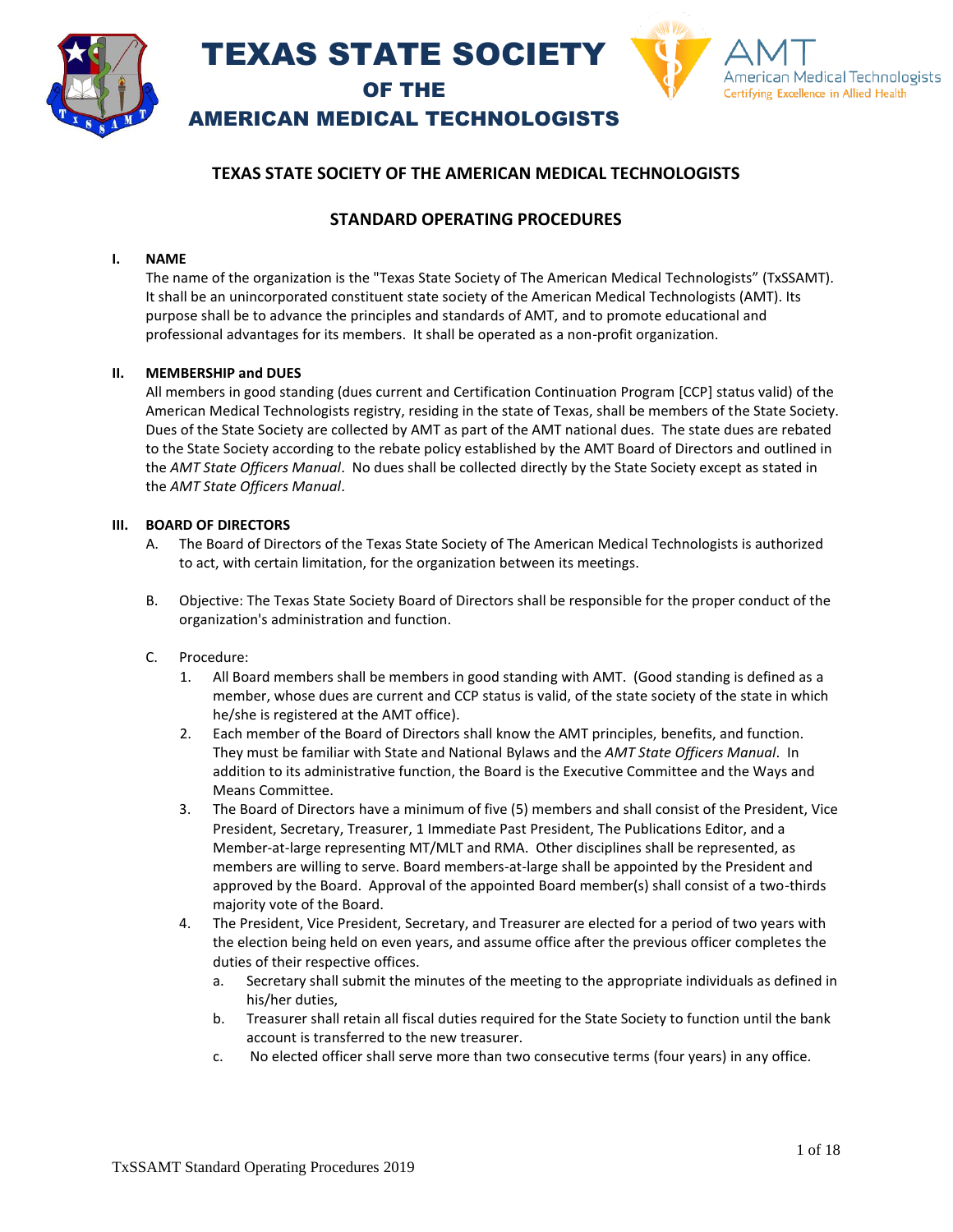# TEXAS STATE SOCIETY OF THE AMERICAN MEDICAL TECHNOLOGISTS

## TEXAS STATE SOCIETY OF THE AMERICAN MEDICAL TECHNOLOGISTS

## STANDARD OPERATING PROCEDURES

### I. NAME

The name of the organization is the "Texas State Society of The American Medical Technologists" (TxSSAMT). It shall be an unincorporated constituent state society of the American Medical Technologists (AMT). Its purpose shall be to advance the principles and standards of AMT, and to promote educational and professional advantages for its members. It shall be operated as a non-profit organization.

### II. MEMBERSHIP and DUES

All members in good standing (dues current and Certification Continuation Program [CCP] status valid) of the American Medical Technologists registry, residing in the state of Texas, shall be members of the State Society. Dues of the State Society are collected by AMT as part of the AMT national dues. The state dues are rebated to the State Society according to the rebate policy established by the AMT Board of Directors and outlined in the *AMT State Officers Manual*. No dues shall be collected directly by the State Society except as stated in the *AMT State Officers Manual*.

### III. BOARD OF DIRECTORS

A. The Board of Directors of the Texas State Society of The American Medical Technologists is authorized to act, with certain limitation, for the organization between its meetings.

B. Objective: The Texas State Society Board of Directors shall be responsible for the proper conduct of the organization's administration and function.

C. Procedure:

1. All Board members shall be members in good standing with AMT. (Good standing is defined as a member, whose dues are current and CCP status is valid, of the state society of the state in which he/she is registered at the AMT office).
2. Each member of the Board of Directors shall know the AMT principles, benefits, and function. They must be familiar with State and National Bylaws and the *AMT State Officers Manual*. In addition to its administrative function, the Board is the Executive Committee and the Ways and Means Committee.
3. The Board of Directors have a minimum of five (5) members and shall consist of the President, Vice President, Secretary, Treasurer, 1 Immediate Past President, The Publications Editor, and a Member-at-large representing MT/MLT and RMA. Other disciplines shall be represented, as members are willing to serve. Board members-at-large shall be appointed by the President and approved by the Board. Approval of the appointed Board member(s) shall consist of a two-thirds majority vote of the Board.
4. The President, Vice President, Secretary, and Treasurer are elected for a period of two years with the election being held on even years, and assume office after the previous officer completes the duties of their respective offices.
   a. Secretary shall submit the minutes of the meeting to the appropriate individuals as defined in his/her duties,
   b. Treasurer shall retain all fiscal duties required for the State Society to function until the bank account is transferred to the new treasurer.
   c. No elected officer shall serve more than two consecutive terms (four years) in any office.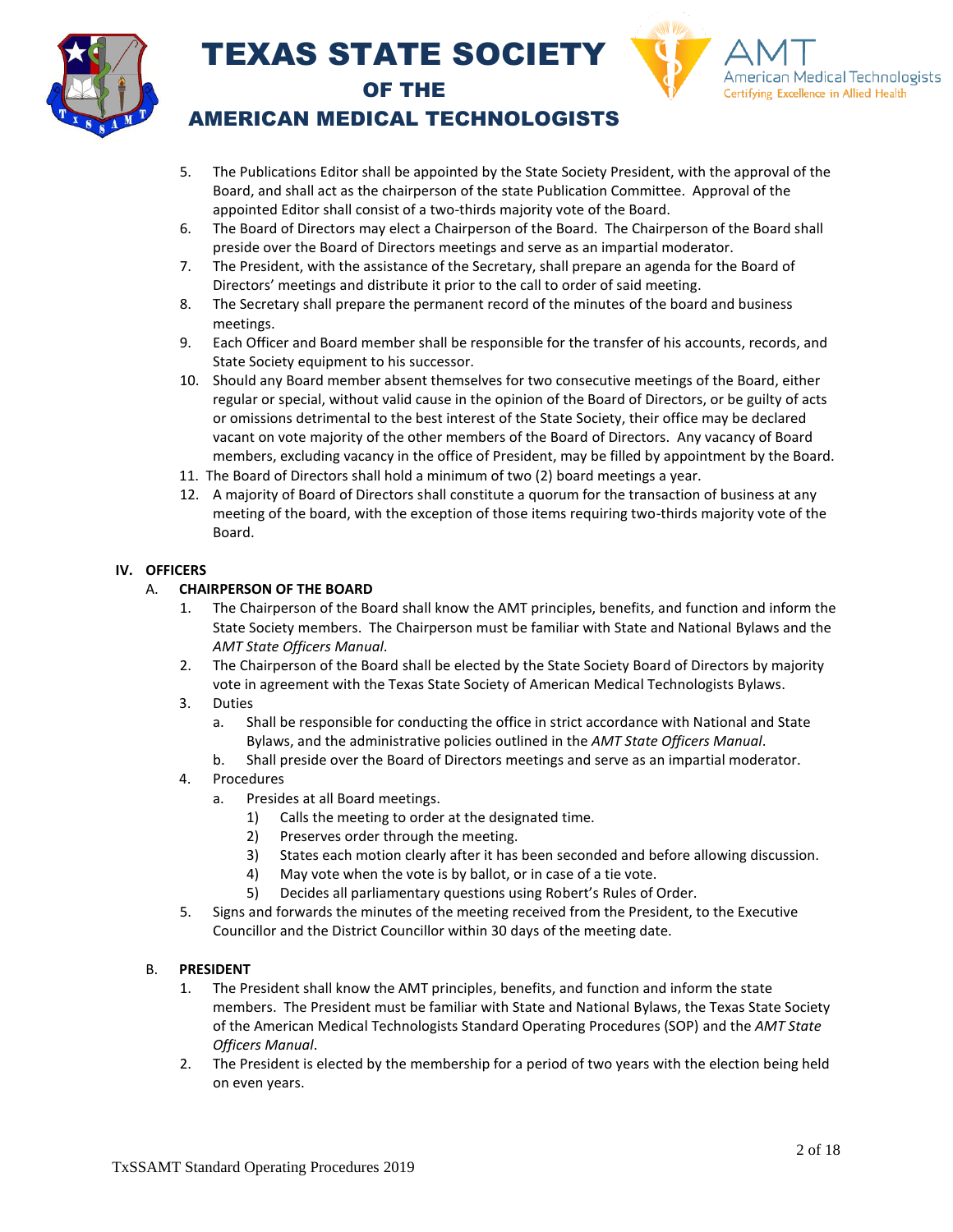5. The Publications Editor shall be appointed by the State Society President, with the approval of the Board, and shall act as the chairperson of the state Publication Committee. Approval of the appointed Editor shall consist of a two-thirds majority vote of the Board.
6. The Board of Directors may elect a Chairperson of the Board. The Chairperson of the Board shall preside over the Board of Directors meetings and serve as an impartial moderator.
7. The President, with the assistance of the Secretary, shall prepare an agenda for the Board of Directors' meetings and distribute it prior to the call to order of said meeting.
8. The Secretary shall prepare the permanent record of the minutes of the board and business meetings.
9. Each Officer and Board member shall be responsible for the transfer of his accounts, records, and State Society equipment to his successor.
10. Should any Board member absent themselves for two consecutive meetings of the Board, either regular or special, without valid cause in the opinion of the Board of Directors, or be guilty of acts or omissions detrimental to the best interest of the State Society, their office may be declared vacant on vote majority of the other members of the Board of Directors. Any vacancy of Board members, excluding vacancy in the office of President, may be filled by appointment by the Board.
11. The Board of Directors shall hold a minimum of two (2) board meetings a year.
12. A majority of Board of Directors shall constitute a quorum for the transaction of business at any meeting of the board, with the exception of those items requiring two-thirds majority vote of the Board.

## IV. OFFICERS

### A. CHAIRPERSON OF THE BOARD

1. The Chairperson of the Board shall know the AMT principles, benefits, and function and inform the State Society members. The Chairperson must be familiar with State and National Bylaws and the *AMT State Officers Manual*.
2. The Chairperson of the Board shall be elected by the State Society Board of Directors by majority vote in agreement with the Texas State Society of American Medical Technologists Bylaws.
3. Duties
   a. Shall be responsible for conducting the office in strict accordance with National and State Bylaws, and the administrative policies outlined in the *AMT State Officers Manual*.
   b. Shall preside over the Board of Directors meetings and serve as an impartial moderator.
4. Procedures
   a. Presides at all Board meetings.
      1) Calls the meeting to order at the designated time.
      2) Preserves order through the meeting.
      3) States each motion clearly after it has been seconded and before allowing discussion.
      4) May vote when the vote is by ballot, or in case of a tie vote.
      5) Decides all parliamentary questions using Robert's Rules of Order.
5. Signs and forwards the minutes of the meeting received from the President, to the Executive Councillor and the District Councillor within 30 days of the meeting date.

### B. PRESIDENT

1. The President shall know the AMT principles, benefits, and function and inform the state members. The President must be familiar with State and National Bylaws, the Texas State Society of the American Medical Technologists Standard Operating Procedures (SOP) and the *AMT State Officers Manual*.
2. The President is elected by the membership for a period of two years with the election being held on even years.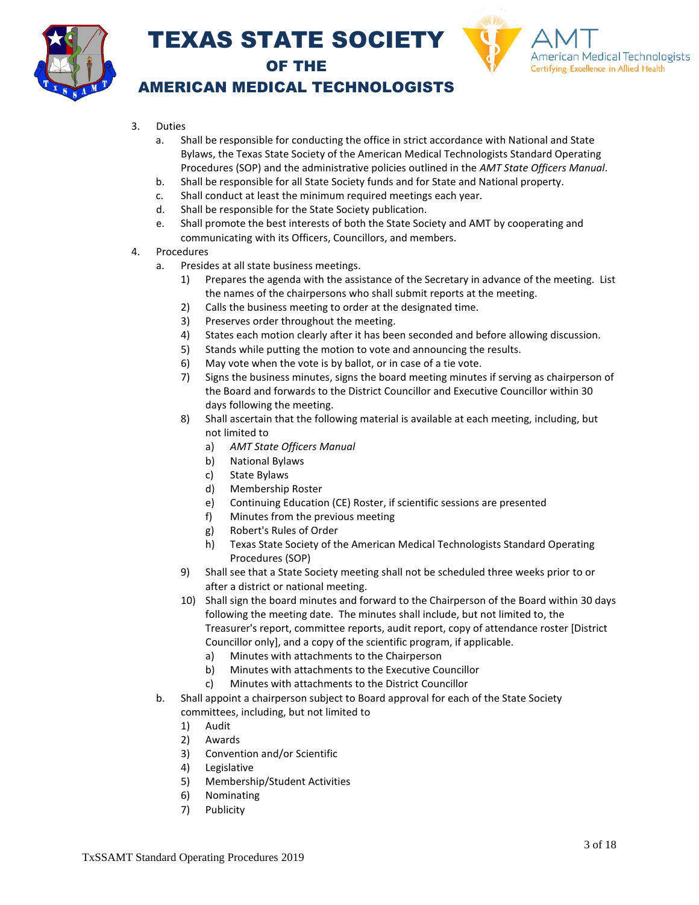3. Duties
   a. Shall be responsible for conducting the office in strict accordance with National and State Bylaws, the Texas State Society of the American Medical Technologists Standard Operating Procedures (SOP) and the administrative policies outlined in the *AMT State Officers Manual*.
   b. Shall be responsible for all State Society funds and for State and National property.
   c. Shall conduct at least the minimum required meetings each year.
   d. Shall be responsible for the State Society publication.
   e. Shall promote the best interests of both the State Society and AMT by cooperating and communicating with its Officers, Councillors, and members.
4. Procedures
   a. Presides at all state business meetings.
      1) Prepares the agenda with the assistance of the Secretary in advance of the meeting. List the names of the chairpersons who shall submit reports at the meeting.
      2) Calls the business meeting to order at the designated time.
      3) Preserves order throughout the meeting.
      4) States each motion clearly after it has been seconded and before allowing discussion.
      5) Stands while putting the motion to vote and announcing the results.
      6) May vote when the vote is by ballot, or in case of a tie vote.
      7) Signs the business minutes, signs the board meeting minutes if serving as chairperson of the Board and forwards to the District Councillor and Executive Councillor within 30 days following the meeting.
      8) Shall ascertain that the following material is available at each meeting, including, but not limited to
         a) *AMT State Officers Manual*
         b) National Bylaws
         c) State Bylaws
         d) Membership Roster
         e) Continuing Education (CE) Roster, if scientific sessions are presented
         f) Minutes from the previous meeting
         g) Robert's Rules of Order
         h) Texas State Society of the American Medical Technologists Standard Operating Procedures (SOP)
      9) Shall see that a State Society meeting shall not be scheduled three weeks prior to or after a district or national meeting.
      10) Shall sign the board minutes and forward to the Chairperson of the Board within 30 days following the meeting date. The minutes shall include, but not limited to, the Treasurer's report, committee reports, audit report, copy of attendance roster [District Councillor only], and a copy of the scientific program, if applicable.
         a) Minutes with attachments to the Chairperson
         b) Minutes with attachments to the Executive Councillor
         c) Minutes with attachments to the District Councillor
   b. Shall appoint a chairperson subject to Board approval for each of the State Society committees, including, but not limited to
      1) Audit
      2) Awards
      3) Convention and/or Scientific
      4) Legislative
      5) Membership/Student Activities
      6) Nominating
      7) Publicity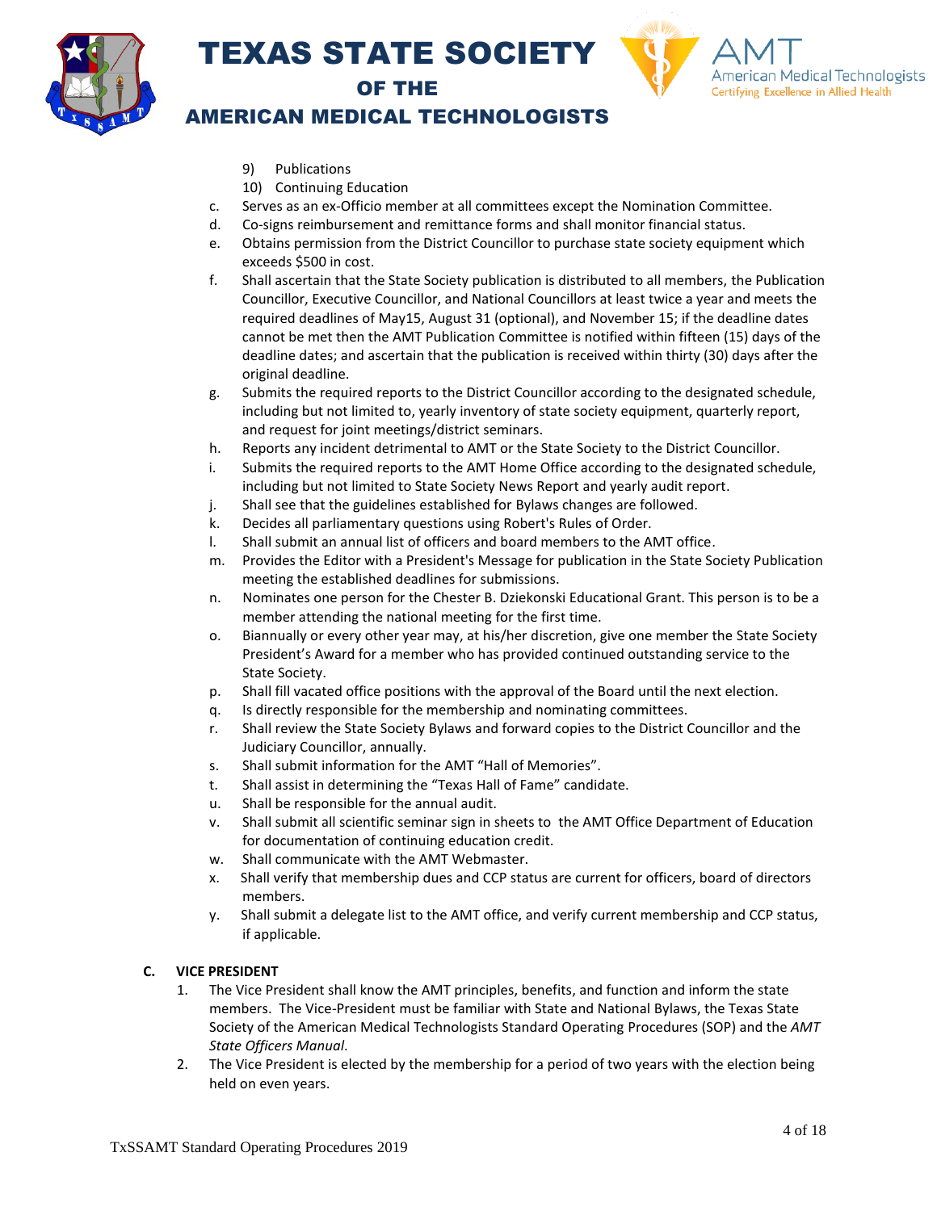9) Publications
10) Continuing Education

c. Serves as an ex-Officio member at all committees except the Nomination Committee.
d. Co-signs reimbursement and remittance forms and shall monitor financial status.
e. Obtains permission from the District Councillor to purchase state society equipment which exceeds $500 in cost.
f. Shall ascertain that the State Society publication is distributed to all members, the Publication Councillor, Executive Councillor, and National Councillors at least twice a year and meets the required deadlines of May15, August 31 (optional), and November 15; if the deadline dates cannot be met then the AMT Publication Committee is notified within fifteen (15) days of the deadline dates; and ascertain that the publication is received within thirty (30) days after the original deadline.
g. Submits the required reports to the District Councillor according to the designated schedule, including but not limited to, yearly inventory of state society equipment, quarterly report, and request for joint meetings/district seminars.
h. Reports any incident detrimental to AMT or the State Society to the District Councillor.
i. Submits the required reports to the AMT Home Office according to the designated schedule, including but not limited to State Society News Report and yearly audit report.
j. Shall see that the guidelines established for Bylaws changes are followed.
k. Decides all parliamentary questions using Robert's Rules of Order.
l. Shall submit an annual list of officers and board members to the AMT office.
m. Provides the Editor with a President's Message for publication in the State Society Publication meeting the established deadlines for submissions.
n. Nominates one person for the Chester B. Dziekonski Educational Grant. This person is to be a member attending the national meeting for the first time.
o. Biannually or every other year may, at his/her discretion, give one member the State Society President's Award for a member who has provided continued outstanding service to the State Society.
p. Shall fill vacated office positions with the approval of the Board until the next election.
q. Is directly responsible for the membership and nominating committees.
r. Shall review the State Society Bylaws and forward copies to the District Councillor and the Judiciary Councillor, annually.
s. Shall submit information for the AMT "Hall of Memories".
t. Shall assist in determining the "Texas Hall of Fame" candidate.
u. Shall be responsible for the annual audit.
v. Shall submit all scientific seminar sign in sheets to the AMT Office Department of Education for documentation of continuing education credit.
w. Shall communicate with the AMT Webmaster.
x. Shall verify that membership dues and CCP status are current for officers, board of directors members.
y. Shall submit a delegate list to the AMT office, and verify current membership and CCP status, if applicable.

**C. VICE PRESIDENT**

1. The Vice President shall know the AMT principles, benefits, and function and inform the state members. The Vice-President must be familiar with State and National Bylaws, the Texas State Society of the American Medical Technologists Standard Operating Procedures (SOP) and the *AMT State Officers Manual*.
2. The Vice President is elected by the membership for a period of two years with the election being held on even years.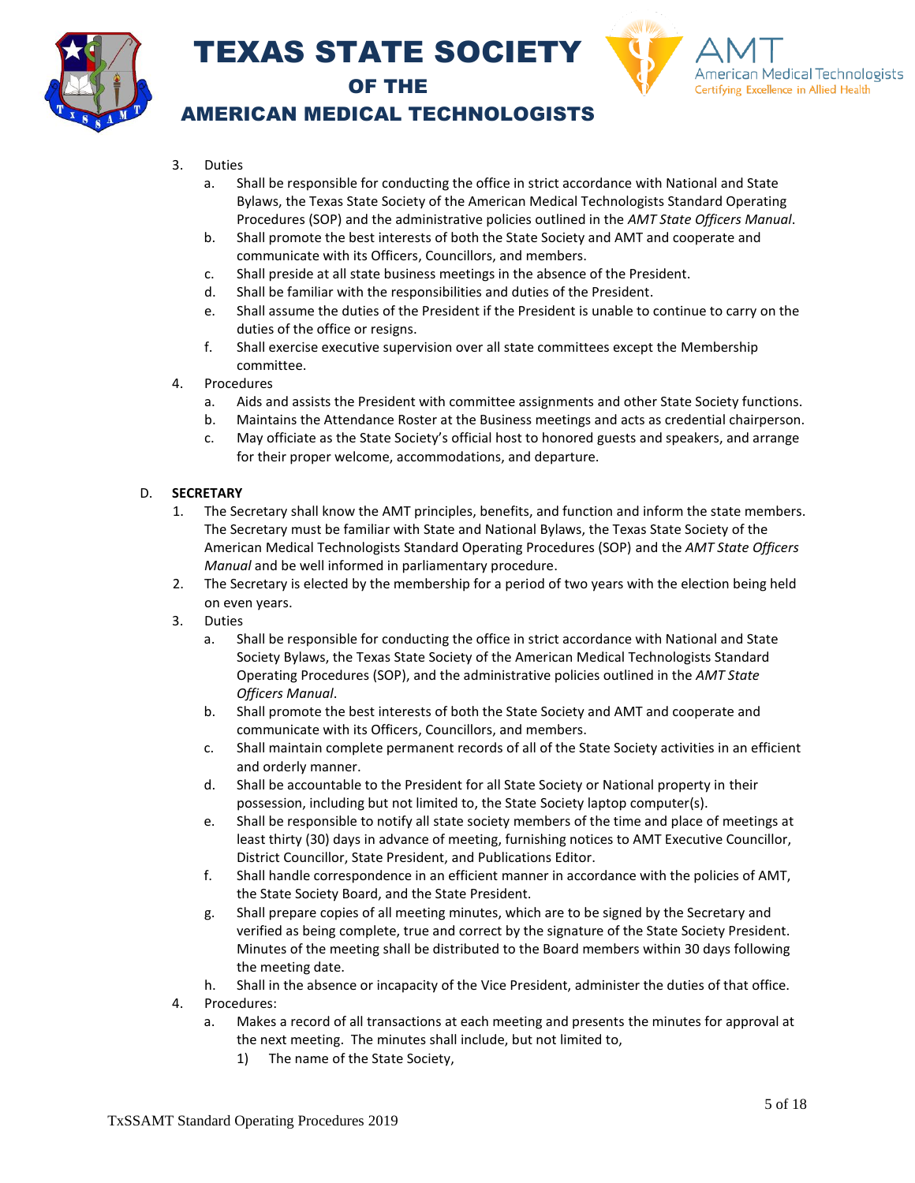3. Duties
   a. Shall be responsible for conducting the office in strict accordance with National and State Bylaws, the Texas State Society of the American Medical Technologists Standard Operating Procedures (SOP) and the administrative policies outlined in the *AMT State Officers Manual*.
   b. Shall promote the best interests of both the State Society and AMT and cooperate and communicate with its Officers, Councillors, and members.
   c. Shall preside at all state business meetings in the absence of the President.
   d. Shall be familiar with the responsibilities and duties of the President.
   e. Shall assume the duties of the President if the President is unable to continue to carry on the duties of the office or resigns.
   f. Shall exercise executive supervision over all state committees except the Membership committee.
4. Procedures
   a. Aids and assists the President with committee assignments and other State Society functions.
   b. Maintains the Attendance Roster at the Business meetings and acts as credential chairperson.
   c. May officiate as the State Society's official host to honored guests and speakers, and arrange for their proper welcome, accommodations, and departure.

D. **SECRETARY**

1. The Secretary shall know the AMT principles, benefits, and function and inform the state members. The Secretary must be familiar with State and National Bylaws, the Texas State Society of the American Medical Technologists Standard Operating Procedures (SOP) and the *AMT State Officers Manual* and be well informed in parliamentary procedure.
2. The Secretary is elected by the membership for a period of two years with the election being held on even years.
3. Duties
   a. Shall be responsible for conducting the office in strict accordance with National and State Society Bylaws, the Texas State Society of the American Medical Technologists Standard Operating Procedures (SOP), and the administrative policies outlined in the *AMT State Officers Manual*.
   b. Shall promote the best interests of both the State Society and AMT and cooperate and communicate with its Officers, Councillors, and members.
   c. Shall maintain complete permanent records of all of the State Society activities in an efficient and orderly manner.
   d. Shall be accountable to the President for all State Society or National property in their possession, including but not limited to, the State Society laptop computer(s).
   e. Shall be responsible to notify all state society members of the time and place of meetings at least thirty (30) days in advance of meeting, furnishing notices to AMT Executive Councillor, District Councillor, State President, and Publications Editor.
   f. Shall handle correspondence in an efficient manner in accordance with the policies of AMT, the State Society Board, and the State President.
   g. Shall prepare copies of all meeting minutes, which are to be signed by the Secretary and verified as being complete, true and correct by the signature of the State Society President. Minutes of the meeting shall be distributed to the Board members within 30 days following the meeting date.
   h. Shall in the absence or incapacity of the Vice President, administer the duties of that office.
4. Procedures:
   a. Makes a record of all transactions at each meeting and presents the minutes for approval at the next meeting. The minutes shall include, but not limited to,
      1) The name of the State Society,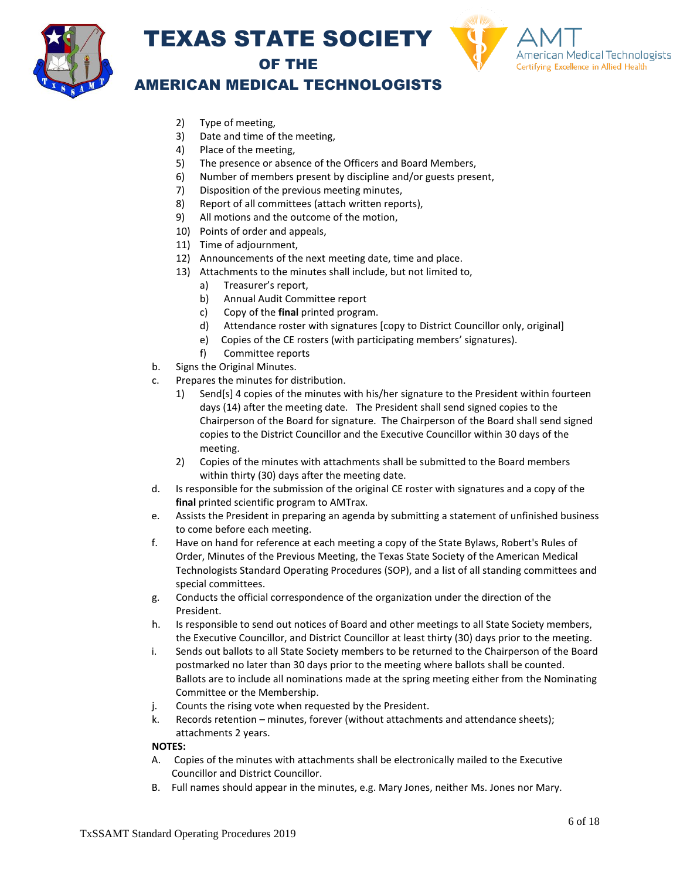2) Type of meeting,
3) Date and time of the meeting,
4) Place of the meeting,
5) The presence or absence of the Officers and Board Members,
6) Number of members present by discipline and/or guests present,
7) Disposition of the previous meeting minutes,
8) Report of all committees (attach written reports),
9) All motions and the outcome of the motion,
10) Points of order and appeals,
11) Time of adjournment,
12) Announcements of the next meeting date, time and place.
13) Attachments to the minutes shall include, but not limited to,
    a) Treasurer's report,
    b) Annual Audit Committee report
    c) Copy of the **final** printed program.
    d) Attendance roster with signatures [copy to District Councillor only, original]
    e) Copies of the CE rosters (with participating members' signatures).
    f) Committee reports

b. Signs the Original Minutes.

c. Prepares the minutes for distribution.
   1) Send[s] 4 copies of the minutes with his/her signature to the President within fourteen days (14) after the meeting date. The President shall send signed copies to the Chairperson of the Board for signature. The Chairperson of the Board shall send signed copies to the District Councillor and the Executive Councillor within 30 days of the meeting.
   2) Copies of the minutes with attachments shall be submitted to the Board members within thirty (30) days after the meeting date.

d. Is responsible for the submission of the original CE roster with signatures and a copy of the **final** printed scientific program to AMTrax.

e. Assists the President in preparing an agenda by submitting a statement of unfinished business to come before each meeting.

f. Have on hand for reference at each meeting a copy of the State Bylaws, Robert's Rules of Order, Minutes of the Previous Meeting, the Texas State Society of the American Medical Technologists Standard Operating Procedures (SOP), and a list of all standing committees and special committees.

g. Conducts the official correspondence of the organization under the direction of the President.

h. Is responsible to send out notices of Board and other meetings to all State Society members, the Executive Councillor, and District Councillor at least thirty (30) days prior to the meeting.

i. Sends out ballots to all State Society members to be returned to the Chairperson of the Board postmarked no later than 30 days prior to the meeting where ballots shall be counted. Ballots are to include all nominations made at the spring meeting either from the Nominating Committee or the Membership.

j. Counts the rising vote when requested by the President.

k. Records retention – minutes, forever (without attachments and attendance sheets); attachments 2 years.

**NOTES:**

A. Copies of the minutes with attachments shall be electronically mailed to the Executive Councillor and District Councillor.

B. Full names should appear in the minutes, e.g. Mary Jones, neither Ms. Jones nor Mary.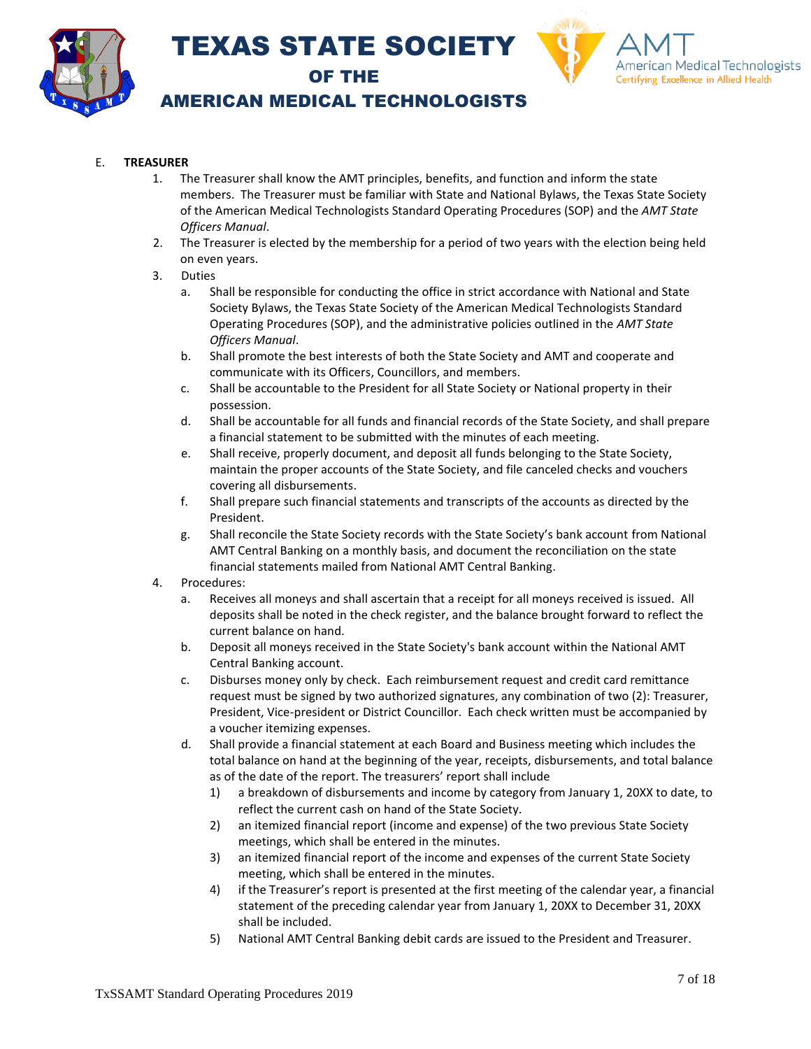E. **TREASURER**

1. The Treasurer shall know the AMT principles, benefits, and function and inform the state members. The Treasurer must be familiar with State and National Bylaws, the Texas State Society of the American Medical Technologists Standard Operating Procedures (SOP) and the *AMT State Officers Manual*.
2. The Treasurer is elected by the membership for a period of two years with the election being held on even years.
3. Duties
   a. Shall be responsible for conducting the office in strict accordance with National and State Society Bylaws, the Texas State Society of the American Medical Technologists Standard Operating Procedures (SOP), and the administrative policies outlined in the *AMT State Officers Manual*.
   b. Shall promote the best interests of both the State Society and AMT and cooperate and communicate with its Officers, Councillors, and members.
   c. Shall be accountable to the President for all State Society or National property in their possession.
   d. Shall be accountable for all funds and financial records of the State Society, and shall prepare a financial statement to be submitted with the minutes of each meeting.
   e. Shall receive, properly document, and deposit all funds belonging to the State Society, maintain the proper accounts of the State Society, and file canceled checks and vouchers covering all disbursements.
   f. Shall prepare such financial statements and transcripts of the accounts as directed by the President.
   g. Shall reconcile the State Society records with the State Society's bank account from National AMT Central Banking on a monthly basis, and document the reconciliation on the state financial statements mailed from National AMT Central Banking.
4. Procedures:
   a. Receives all moneys and shall ascertain that a receipt for all moneys received is issued. All deposits shall be noted in the check register, and the balance brought forward to reflect the current balance on hand.
   b. Deposit all moneys received in the State Society's bank account within the National AMT Central Banking account.
   c. Disburses money only by check. Each reimbursement request and credit card remittance request must be signed by two authorized signatures, any combination of two (2): Treasurer, President, Vice-president or District Councillor. Each check written must be accompanied by a voucher itemizing expenses.
   d. Shall provide a financial statement at each Board and Business meeting which includes the total balance on hand at the beginning of the year, receipts, disbursements, and total balance as of the date of the report. The treasurers' report shall include
      1) a breakdown of disbursements and income by category from January 1, 20XX to date, to reflect the current cash on hand of the State Society.
      2) an itemized financial report (income and expense) of the two previous State Society meetings, which shall be entered in the minutes.
      3) an itemized financial report of the income and expenses of the current State Society meeting, which shall be entered in the minutes.
      4) if the Treasurer's report is presented at the first meeting of the calendar year, a financial statement of the preceding calendar year from January 1, 20XX to December 31, 20XX shall be included.
      5) National AMT Central Banking debit cards are issued to the President and Treasurer.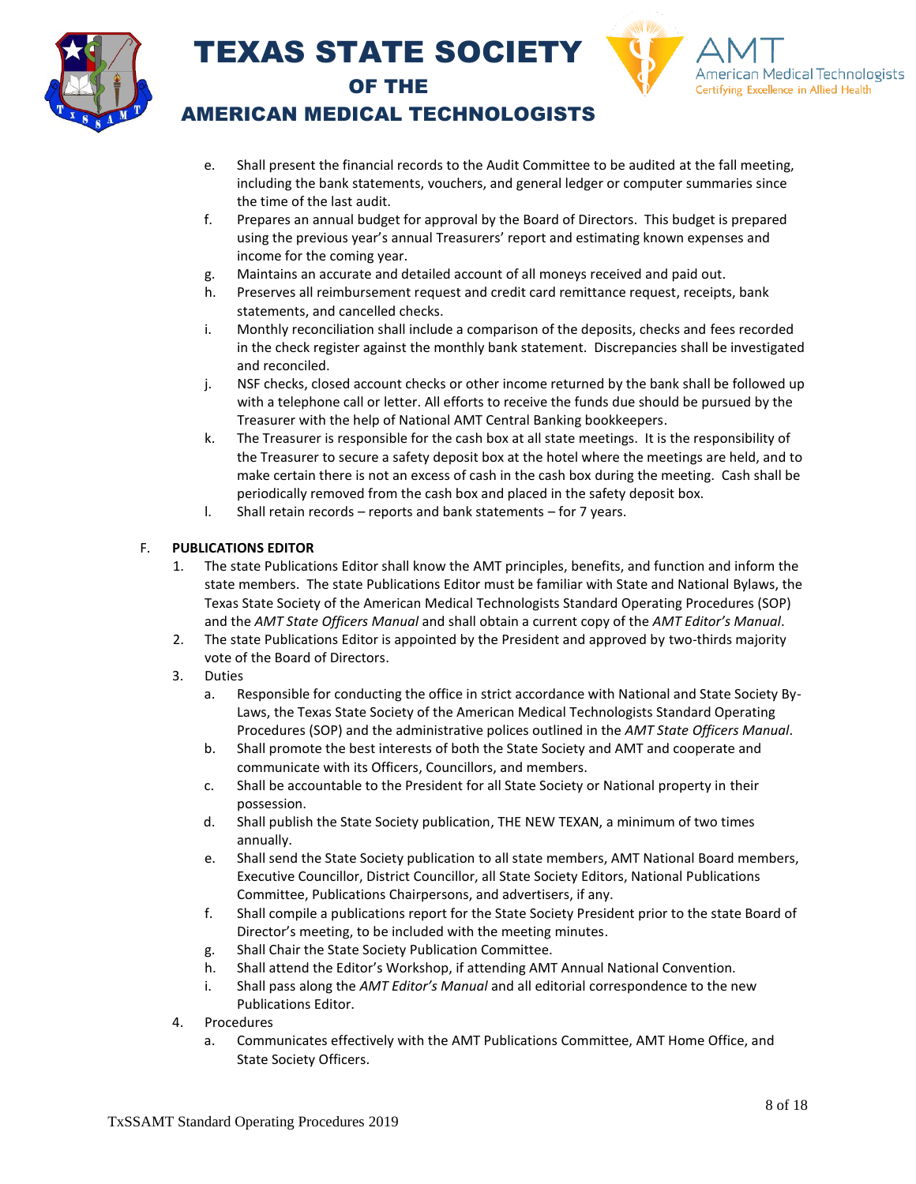e. Shall present the financial records to the Audit Committee to be audited at the fall meeting, including the bank statements, vouchers, and general ledger or computer summaries since the time of the last audit.
f. Prepares an annual budget for approval by the Board of Directors. This budget is prepared using the previous year's annual Treasurers' report and estimating known expenses and income for the coming year.
g. Maintains an accurate and detailed account of all moneys received and paid out.
h. Preserves all reimbursement request and credit card remittance request, receipts, bank statements, and cancelled checks.
i. Monthly reconciliation shall include a comparison of the deposits, checks and fees recorded in the check register against the monthly bank statement. Discrepancies shall be investigated and reconciled.
j. NSF checks, closed account checks or other income returned by the bank shall be followed up with a telephone call or letter. All efforts to receive the funds due should be pursued by the Treasurer with the help of National AMT Central Banking bookkeepers.
k. The Treasurer is responsible for the cash box at all state meetings. It is the responsibility of the Treasurer to secure a safety deposit box at the hotel where the meetings are held, and to make certain there is not an excess of cash in the cash box during the meeting. Cash shall be periodically removed from the cash box and placed in the safety deposit box.
l. Shall retain records – reports and bank statements – for 7 years.

F. **PUBLICATIONS EDITOR**

1. The state Publications Editor shall know the AMT principles, benefits, and function and inform the state members. The state Publications Editor must be familiar with State and National Bylaws, the Texas State Society of the American Medical Technologists Standard Operating Procedures (SOP) and the *AMT State Officers Manual* and shall obtain a current copy of the *AMT Editor's Manual*.
2. The state Publications Editor is appointed by the President and approved by two-thirds majority vote of the Board of Directors.
3. Duties
   a. Responsible for conducting the office in strict accordance with National and State Society By-Laws, the Texas State Society of the American Medical Technologists Standard Operating Procedures (SOP) and the administrative polices outlined in the *AMT State Officers Manual*.
   b. Shall promote the best interests of both the State Society and AMT and cooperate and communicate with its Officers, Councillors, and members.
   c. Shall be accountable to the President for all State Society or National property in their possession.
   d. Shall publish the State Society publication, THE NEW TEXAN, a minimum of two times annually.
   e. Shall send the State Society publication to all state members, AMT National Board members, Executive Councillor, District Councillor, all State Society Editors, National Publications Committee, Publications Chairpersons, and advertisers, if any.
   f. Shall compile a publications report for the State Society President prior to the state Board of Director's meeting, to be included with the meeting minutes.
   g. Shall Chair the State Society Publication Committee.
   h. Shall attend the Editor's Workshop, if attending AMT Annual National Convention.
   i. Shall pass along the *AMT Editor's Manual* and all editorial correspondence to the new Publications Editor.
4. Procedures
   a. Communicates effectively with the AMT Publications Committee, AMT Home Office, and State Society Officers.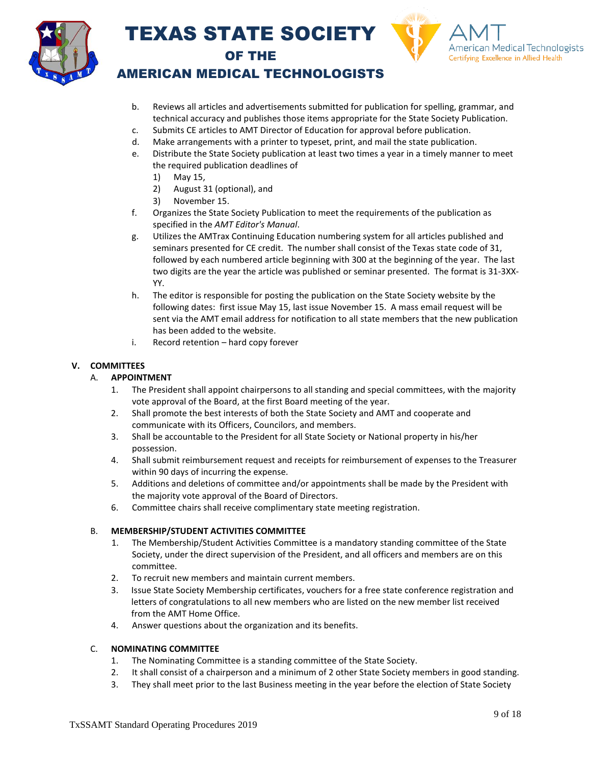b. Reviews all articles and advertisements submitted for publication for spelling, grammar, and technical accuracy and publishes those items appropriate for the State Society Publication.
c. Submits CE articles to AMT Director of Education for approval before publication.
d. Make arrangements with a printer to typeset, print, and mail the state publication.
e. Distribute the State Society publication at least two times a year in a timely manner to meet the required publication deadlines of
   1) May 15,
   2) August 31 (optional), and
   3) November 15.
f. Organizes the State Society Publication to meet the requirements of the publication as specified in the *AMT Editor's Manual*.
g. Utilizes the AMTrax Continuing Education numbering system for all articles published and seminars presented for CE credit. The number shall consist of the Texas state code of 31, followed by each numbered article beginning with 300 at the beginning of the year. The last two digits are the year the article was published or seminar presented. The format is 31-3XX-YY.
h. The editor is responsible for posting the publication on the State Society website by the following dates: first issue May 15, last issue November 15. A mass email request will be sent via the AMT email address for notification to all state members that the new publication has been added to the website.
i. Record retention – hard copy forever

## V. COMMITTEES

### A. APPOINTMENT

1. The President shall appoint chairpersons to all standing and special committees, with the majority vote approval of the Board, at the first Board meeting of the year.
2. Shall promote the best interests of both the State Society and AMT and cooperate and communicate with its Officers, Councilors, and members.
3. Shall be accountable to the President for all State Society or National property in his/her possession.
4. Shall submit reimbursement request and receipts for reimbursement of expenses to the Treasurer within 90 days of incurring the expense.
5. Additions and deletions of committee and/or appointments shall be made by the President with the majority vote approval of the Board of Directors.
6. Committee chairs shall receive complimentary state meeting registration.

### B. MEMBERSHIP/STUDENT ACTIVITIES COMMITTEE

1. The Membership/Student Activities Committee is a mandatory standing committee of the State Society, under the direct supervision of the President, and all officers and members are on this committee.
2. To recruit new members and maintain current members.
3. Issue State Society Membership certificates, vouchers for a free state conference registration and letters of congratulations to all new members who are listed on the new member list received from the AMT Home Office.
4. Answer questions about the organization and its benefits.

### C. NOMINATING COMMITTEE

1. The Nominating Committee is a standing committee of the State Society.
2. It shall consist of a chairperson and a minimum of 2 other State Society members in good standing.
3. They shall meet prior to the last Business meeting in the year before the election of State Society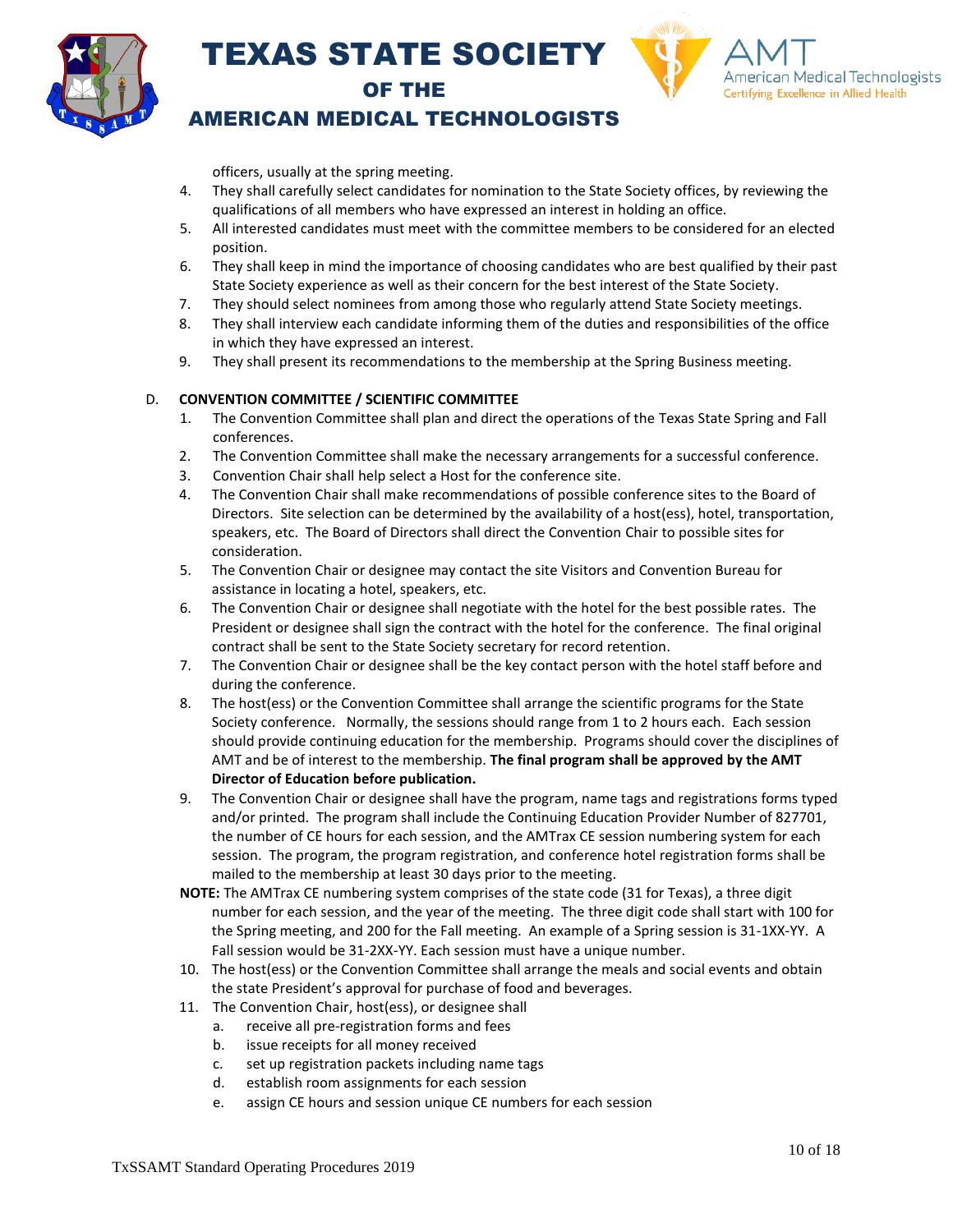officers, usually at the spring meeting.

4. They shall carefully select candidates for nomination to the State Society offices, by reviewing the qualifications of all members who have expressed an interest in holding an office.
5. All interested candidates must meet with the committee members to be considered for an elected position.
6. They shall keep in mind the importance of choosing candidates who are best qualified by their past State Society experience as well as their concern for the best interest of the State Society.
7. They should select nominees from among those who regularly attend State Society meetings.
8. They shall interview each candidate informing them of the duties and responsibilities of the office in which they have expressed an interest.
9. They shall present its recommendations to the membership at the Spring Business meeting.

D. **CONVENTION COMMITTEE / SCIENTIFIC COMMITTEE**

1. The Convention Committee shall plan and direct the operations of the Texas State Spring and Fall conferences.
2. The Convention Committee shall make the necessary arrangements for a successful conference.
3. Convention Chair shall help select a Host for the conference site.
4. The Convention Chair shall make recommendations of possible conference sites to the Board of Directors. Site selection can be determined by the availability of a host(ess), hotel, transportation, speakers, etc. The Board of Directors shall direct the Convention Chair to possible sites for consideration.
5. The Convention Chair or designee may contact the site Visitors and Convention Bureau for assistance in locating a hotel, speakers, etc.
6. The Convention Chair or designee shall negotiate with the hotel for the best possible rates. The President or designee shall sign the contract with the hotel for the conference. The final original contract shall be sent to the State Society secretary for record retention.
7. The Convention Chair or designee shall be the key contact person with the hotel staff before and during the conference.
8. The host(ess) or the Convention Committee shall arrange the scientific programs for the State Society conference. Normally, the sessions should range from 1 to 2 hours each. Each session should provide continuing education for the membership. Programs should cover the disciplines of AMT and be of interest to the membership. **The final program shall be approved by the AMT Director of Education before publication.**
9. The Convention Chair or designee shall have the program, name tags and registrations forms typed and/or printed. The program shall include the Continuing Education Provider Number of 827701, the number of CE hours for each session, and the AMTrax CE session numbering system for each session. The program, the program registration, and conference hotel registration forms shall be mailed to the membership at least 30 days prior to the meeting.

**NOTE:** The AMTrax CE numbering system comprises of the state code (31 for Texas), a three digit number for each session, and the year of the meeting. The three digit code shall start with 100 for the Spring meeting, and 200 for the Fall meeting. An example of a Spring session is 31-1XX-YY. A Fall session would be 31-2XX-YY. Each session must have a unique number.

10. The host(ess) or the Convention Committee shall arrange the meals and social events and obtain the state President's approval for purchase of food and beverages.
11. The Convention Chair, host(ess), or designee shall
    a. receive all pre-registration forms and fees
    b. issue receipts for all money received
    c. set up registration packets including name tags
    d. establish room assignments for each session
    e. assign CE hours and session unique CE numbers for each session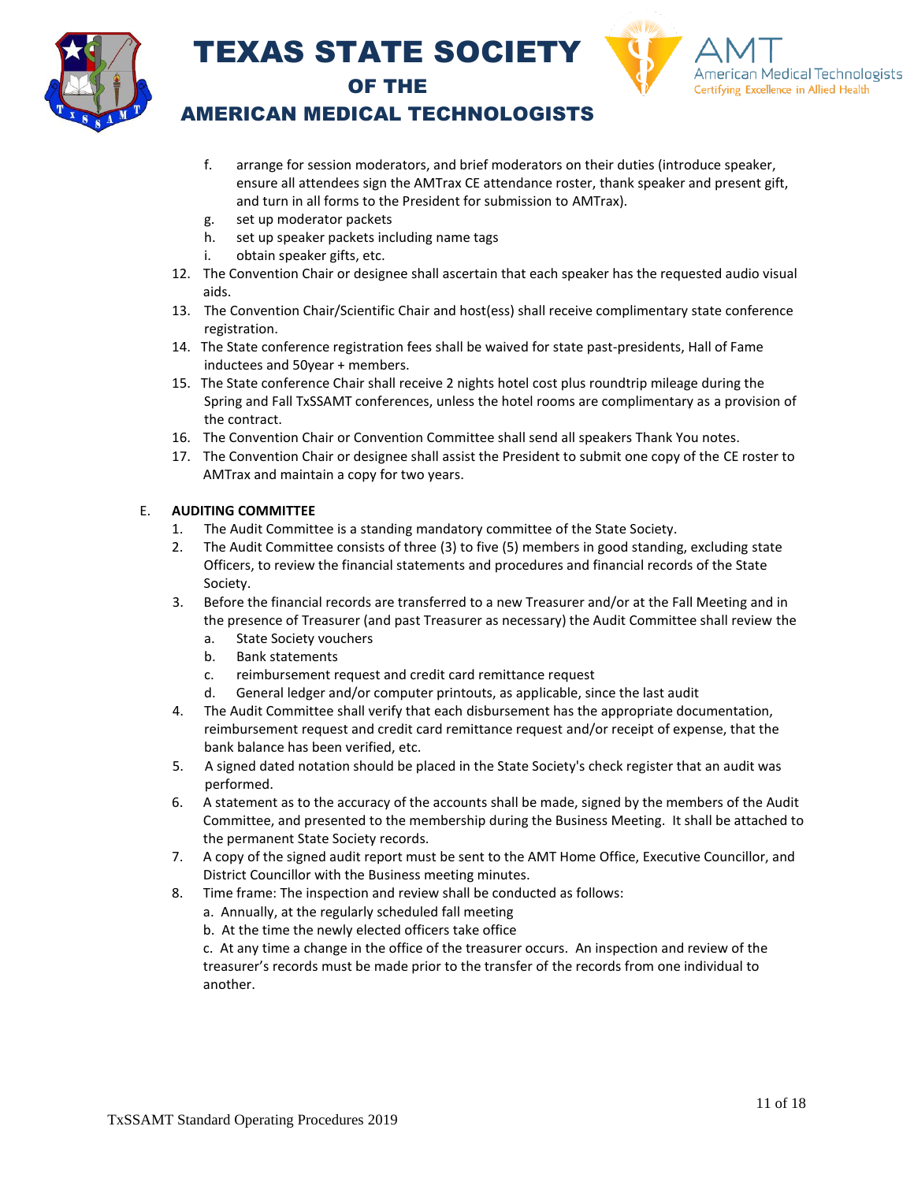f. arrange for session moderators, and brief moderators on their duties (introduce speaker, ensure all attendees sign the AMTrax CE attendance roster, thank speaker and present gift, and turn in all forms to the President for submission to AMTrax).
   g. set up moderator packets
   h. set up speaker packets including name tags
   i. obtain speaker gifts, etc.

12. The Convention Chair or designee shall ascertain that each speaker has the requested audio visual aids.
13. The Convention Chair/Scientific Chair and host(ess) shall receive complimentary state conference registration.
14. The State conference registration fees shall be waived for state past-presidents, Hall of Fame inductees and 50year + members.
15. The State conference Chair shall receive 2 nights hotel cost plus roundtrip mileage during the Spring and Fall TxSSAMT conferences, unless the hotel rooms are complimentary as a provision of the contract.
16. The Convention Chair or Convention Committee shall send all speakers Thank You notes.
17. The Convention Chair or designee shall assist the President to submit one copy of the CE roster to AMTrax and maintain a copy for two years.

E. **AUDITING COMMITTEE**

1. The Audit Committee is a standing mandatory committee of the State Society.
2. The Audit Committee consists of three (3) to five (5) members in good standing, excluding state Officers, to review the financial statements and procedures and financial records of the State Society.
3. Before the financial records are transferred to a new Treasurer and/or at the Fall Meeting and in the presence of Treasurer (and past Treasurer as necessary) the Audit Committee shall review the
   a. State Society vouchers
   b. Bank statements
   c. reimbursement request and credit card remittance request
   d. General ledger and/or computer printouts, as applicable, since the last audit
4. The Audit Committee shall verify that each disbursement has the appropriate documentation, reimbursement request and credit card remittance request and/or receipt of expense, that the bank balance has been verified, etc.
5. A signed dated notation should be placed in the State Society's check register that an audit was performed.
6. A statement as to the accuracy of the accounts shall be made, signed by the members of the Audit Committee, and presented to the membership during the Business Meeting. It shall be attached to the permanent State Society records.
7. A copy of the signed audit report must be sent to the AMT Home Office, Executive Councillor, and District Councillor with the Business meeting minutes.
8. Time frame: The inspection and review shall be conducted as follows:
   a. Annually, at the regularly scheduled fall meeting
   b. At the time the newly elected officers take office
   c. At any time a change in the office of the treasurer occurs. An inspection and review of the treasurer's records must be made prior to the transfer of the records from one individual to another.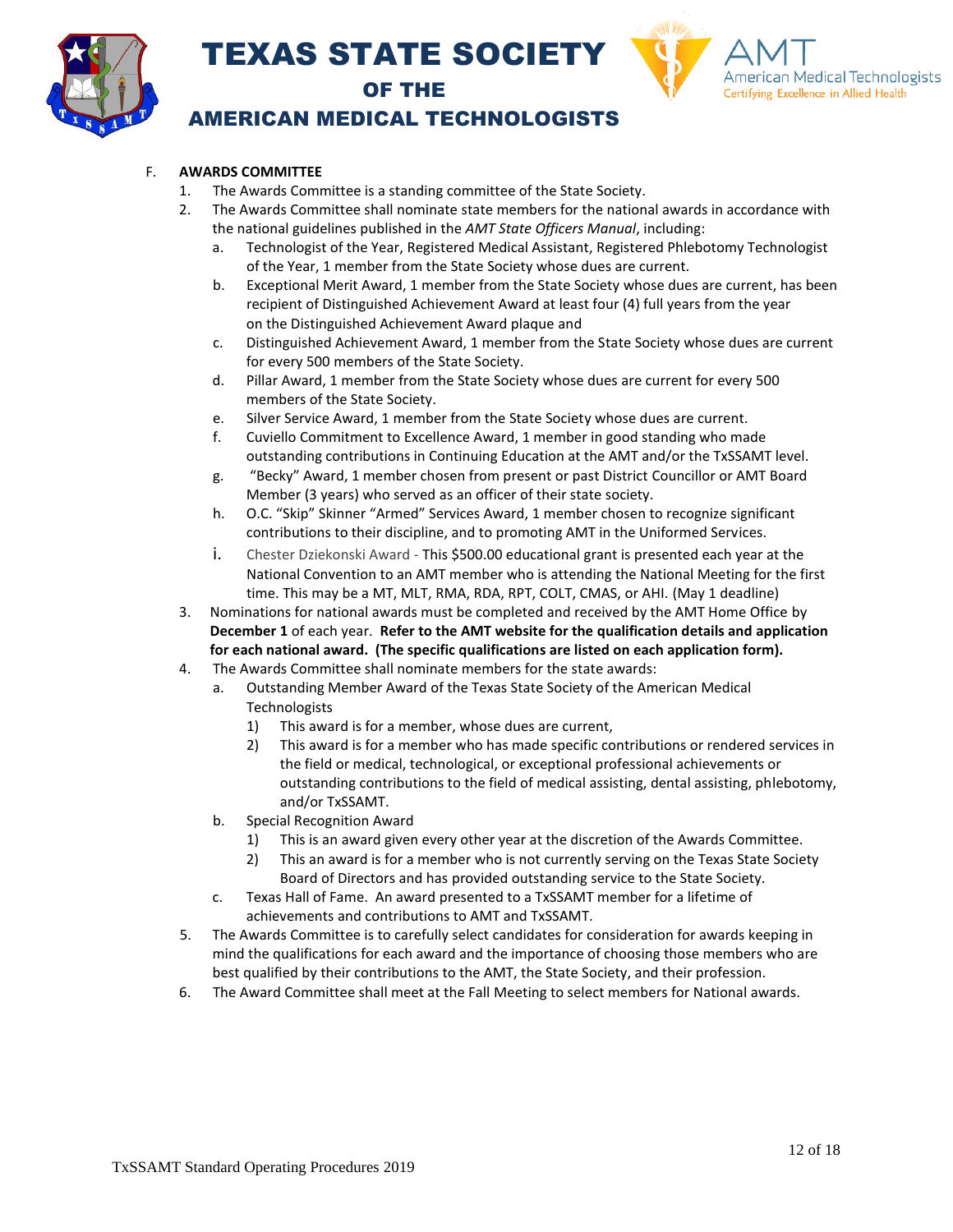F. **AWARDS COMMITTEE**

1. The Awards Committee is a standing committee of the State Society.
2. The Awards Committee shall nominate state members for the national awards in accordance with the national guidelines published in the *AMT State Officers Manual*, including:
   a. Technologist of the Year, Registered Medical Assistant, Registered Phlebotomy Technologist of the Year, 1 member from the State Society whose dues are current.
   b. Exceptional Merit Award, 1 member from the State Society whose dues are current, has been recipient of Distinguished Achievement Award at least four (4) full years from the year on the Distinguished Achievement Award plaque and
   c. Distinguished Achievement Award, 1 member from the State Society whose dues are current for every 500 members of the State Society.
   d. Pillar Award, 1 member from the State Society whose dues are current for every 500 members of the State Society.
   e. Silver Service Award, 1 member from the State Society whose dues are current.
   f. Cuviello Commitment to Excellence Award, 1 member in good standing who made outstanding contributions in Continuing Education at the AMT and/or the TxSSAMT level.
   g. "Becky" Award, 1 member chosen from present or past District Councillor or AMT Board Member (3 years) who served as an officer of their state society.
   h. O.C. "Skip" Skinner "Armed" Services Award, 1 member chosen to recognize significant contributions to their discipline, and to promoting AMT in the Uniformed Services.
   i. Chester Dziekonski Award - This $500.00 educational grant is presented each year at the National Convention to an AMT member who is attending the National Meeting for the first time. This may be a MT, MLT, RMA, RDA, RPT, COLT, CMAS, or AHI. (May 1 deadline)
3. Nominations for national awards must be completed and received by the AMT Home Office by **December 1** of each year. **Refer to the AMT website for the qualification details and application for each national award. (The specific qualifications are listed on each application form).**
4. The Awards Committee shall nominate members for the state awards:
   a. Outstanding Member Award of the Texas State Society of the American Medical Technologists
      1) This award is for a member, whose dues are current,
      2) This award is for a member who has made specific contributions or rendered services in the field or medical, technological, or exceptional professional achievements or outstanding contributions to the field of medical assisting, dental assisting, phlebotomy, and/or TxSSAMT.
   b. Special Recognition Award
      1) This is an award given every other year at the discretion of the Awards Committee.
      2) This an award is for a member who is not currently serving on the Texas State Society Board of Directors and has provided outstanding service to the State Society.
   c. Texas Hall of Fame. An award presented to a TxSSAMT member for a lifetime of achievements and contributions to AMT and TxSSAMT.
5. The Awards Committee is to carefully select candidates for consideration for awards keeping in mind the qualifications for each award and the importance of choosing those members who are best qualified by their contributions to the AMT, the State Society, and their profession.
6. The Award Committee shall meet at the Fall Meeting to select members for National awards.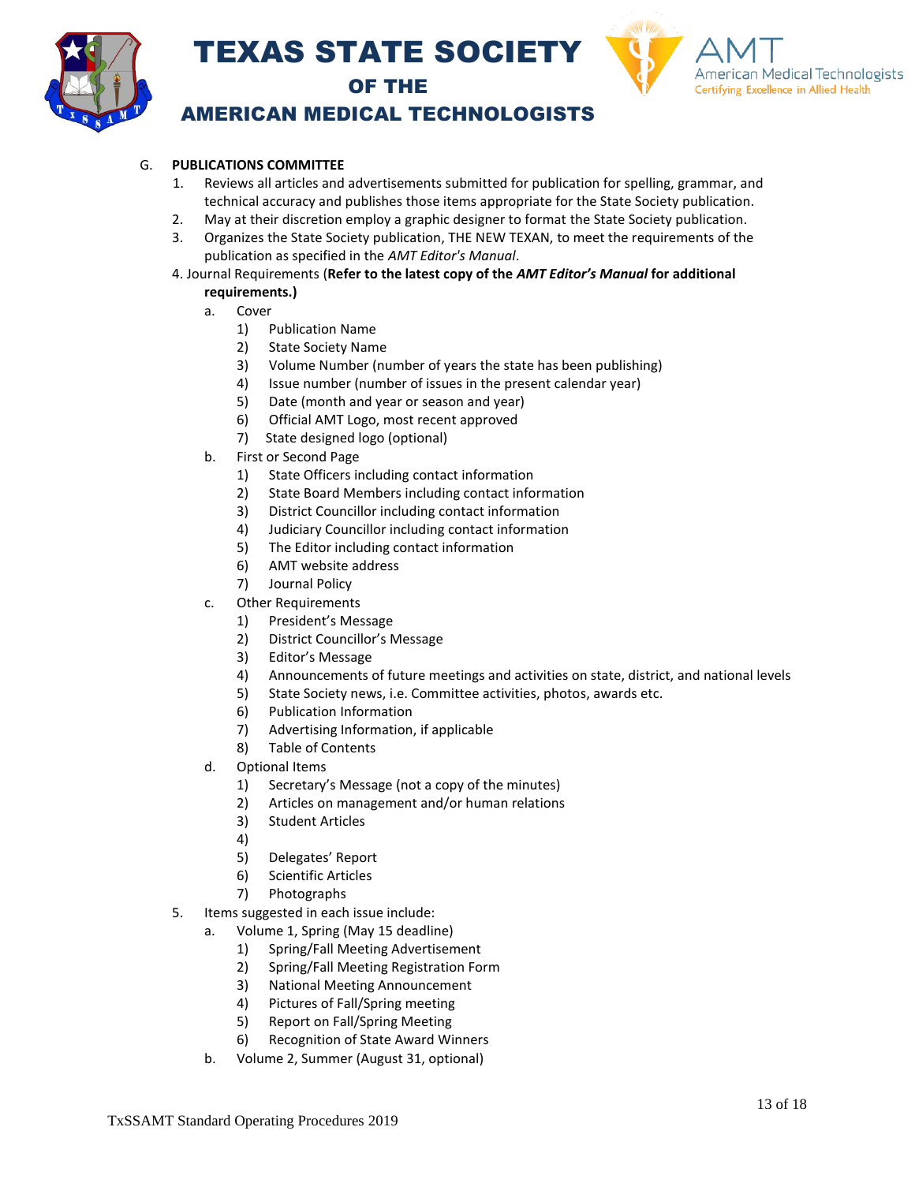G. **PUBLICATIONS COMMITTEE**

1. Reviews all articles and advertisements submitted for publication for spelling, grammar, and technical accuracy and publishes those items appropriate for the State Society publication.
2. May at their discretion employ a graphic designer to format the State Society publication.
3. Organizes the State Society publication, THE NEW TEXAN, to meet the requirements of the publication as specified in the *AMT Editor's Manual*.
4. Journal Requirements (**Refer to the latest copy of the *AMT Editor's Manual* for additional requirements.)**
   - a. Cover
     1) Publication Name
     2) State Society Name
     3) Volume Number (number of years the state has been publishing)
     4) Issue number (number of issues in the present calendar year)
     5) Date (month and year or season and year)
     6) Official AMT Logo, most recent approved
     7) State designed logo (optional)
   - b. First or Second Page
     1) State Officers including contact information
     2) State Board Members including contact information
     3) District Councillor including contact information
     4) Judiciary Councillor including contact information
     5) The Editor including contact information
     6) AMT website address
     7) Journal Policy
   - c. Other Requirements
     1) President's Message
     2) District Councillor's Message
     3) Editor's Message
     4) Announcements of future meetings and activities on state, district, and national levels
     5) State Society news, i.e. Committee activities, photos, awards etc.
     6) Publication Information
     7) Advertising Information, if applicable
     8) Table of Contents
   - d. Optional Items
     1) Secretary's Message (not a copy of the minutes)
     2) Articles on management and/or human relations
     3) Student Articles
     4) 
     5) Delegates' Report
     6) Scientific Articles
     7) Photographs
5. Items suggested in each issue include:
   - a. Volume 1, Spring (May 15 deadline)
     1) Spring/Fall Meeting Advertisement
     2) Spring/Fall Meeting Registration Form
     3) National Meeting Announcement
     4) Pictures of Fall/Spring meeting
     5) Report on Fall/Spring Meeting
     6) Recognition of State Award Winners
   - b. Volume 2, Summer (August 31, optional)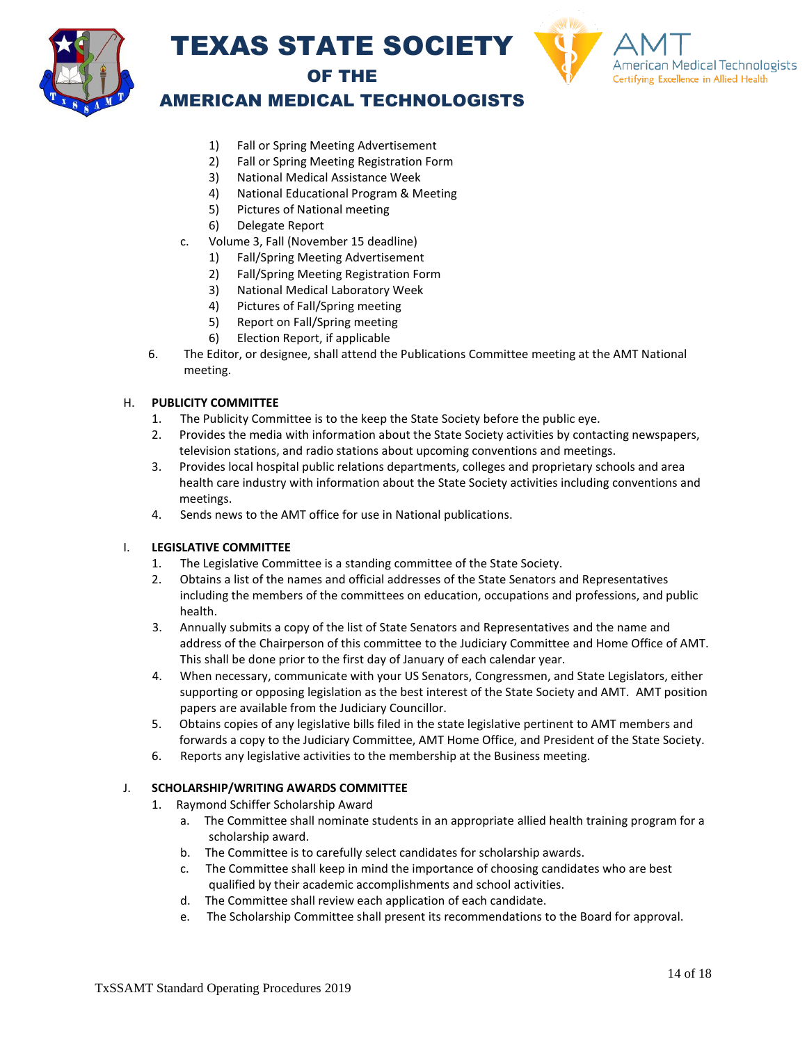1) Fall or Spring Meeting Advertisement
2) Fall or Spring Meeting Registration Form
3) National Medical Assistance Week
4) National Educational Program & Meeting
5) Pictures of National meeting
6) Delegate Report

c. Volume 3, Fall (November 15 deadline)

1) Fall/Spring Meeting Advertisement
2) Fall/Spring Meeting Registration Form
3) National Medical Laboratory Week
4) Pictures of Fall/Spring meeting
5) Report on Fall/Spring meeting
6) Election Report, if applicable

6. The Editor, or designee, shall attend the Publications Committee meeting at the AMT National meeting.

H. **PUBLICITY COMMITTEE**

1. The Publicity Committee is to the keep the State Society before the public eye.
2. Provides the media with information about the State Society activities by contacting newspapers, television stations, and radio stations about upcoming conventions and meetings.
3. Provides local hospital public relations departments, colleges and proprietary schools and area health care industry with information about the State Society activities including conventions and meetings.
4. Sends news to the AMT office for use in National publications.

I. **LEGISLATIVE COMMITTEE**

1. The Legislative Committee is a standing committee of the State Society.
2. Obtains a list of the names and official addresses of the State Senators and Representatives including the members of the committees on education, occupations and professions, and public health.
3. Annually submits a copy of the list of State Senators and Representatives and the name and address of the Chairperson of this committee to the Judiciary Committee and Home Office of AMT. This shall be done prior to the first day of January of each calendar year.
4. When necessary, communicate with your US Senators, Congressmen, and State Legislators, either supporting or opposing legislation as the best interest of the State Society and AMT. AMT position papers are available from the Judiciary Councillor.
5. Obtains copies of any legislative bills filed in the state legislative pertinent to AMT members and forwards a copy to the Judiciary Committee, AMT Home Office, and President of the State Society.
6. Reports any legislative activities to the membership at the Business meeting.

J. **SCHOLARSHIP/WRITING AWARDS COMMITTEE**

1. Raymond Schiffer Scholarship Award

a. The Committee shall nominate students in an appropriate allied health training program for a scholarship award.

b. The Committee is to carefully select candidates for scholarship awards.

c. The Committee shall keep in mind the importance of choosing candidates who are best qualified by their academic accomplishments and school activities.

d. The Committee shall review each application of each candidate.

e. The Scholarship Committee shall present its recommendations to the Board for approval.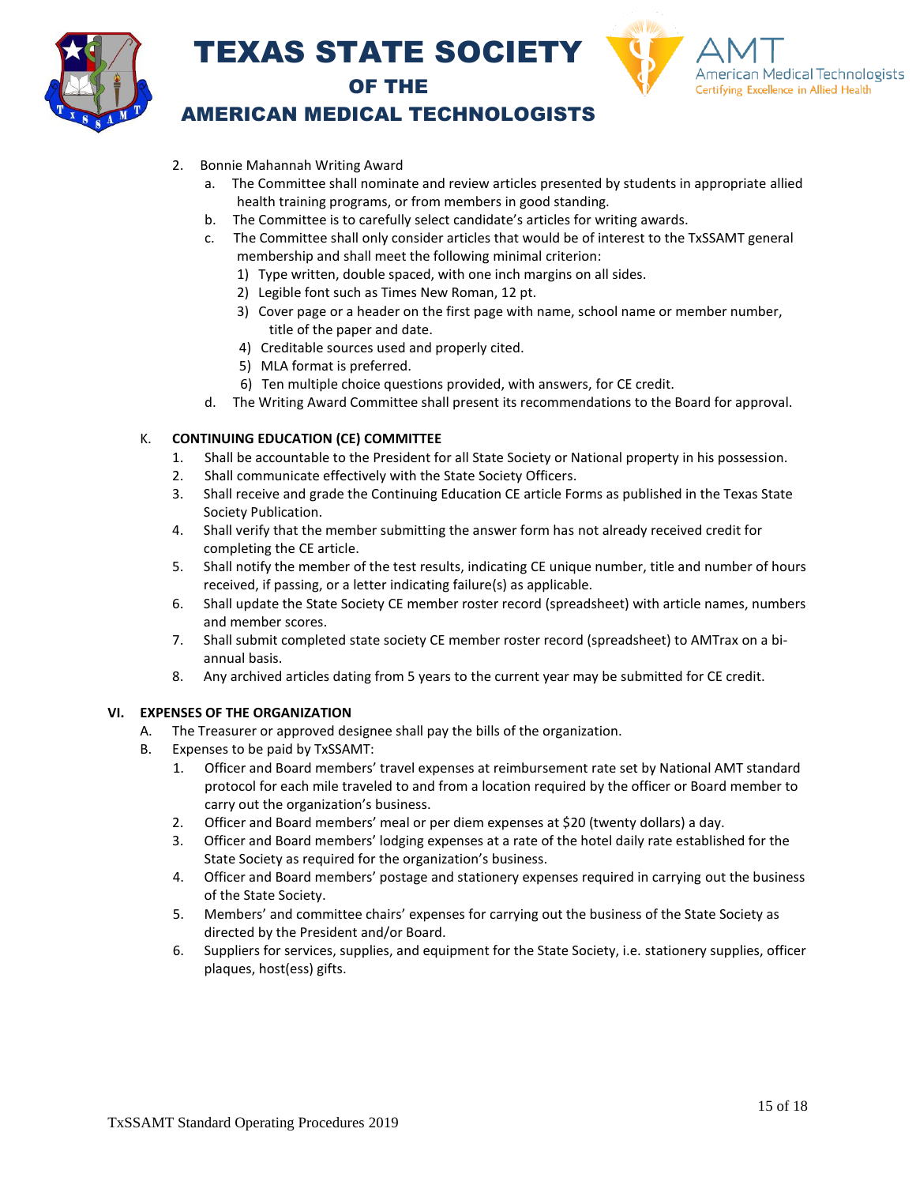2. Bonnie Mahannah Writing Award
   a. The Committee shall nominate and review articles presented by students in appropriate allied health training programs, or from members in good standing.
   b. The Committee is to carefully select candidate's articles for writing awards.
   c. The Committee shall only consider articles that would be of interest to the TxSSAMT general membership and shall meet the following minimal criterion:
      1) Type written, double spaced, with one inch margins on all sides.
      2) Legible font such as Times New Roman, 12 pt.
      3) Cover page or a header on the first page with name, school name or member number, title of the paper and date.
      4) Creditable sources used and properly cited.
      5) MLA format is preferred.
      6) Ten multiple choice questions provided, with answers, for CE credit.
   d. The Writing Award Committee shall present its recommendations to the Board for approval.

K. **CONTINUING EDUCATION (CE) COMMITTEE**
   1. Shall be accountable to the President for all State Society or National property in his possession.
   2. Shall communicate effectively with the State Society Officers.
   3. Shall receive and grade the Continuing Education CE article Forms as published in the Texas State Society Publication.
   4. Shall verify that the member submitting the answer form has not already received credit for completing the CE article.
   5. Shall notify the member of the test results, indicating CE unique number, title and number of hours received, if passing, or a letter indicating failure(s) as applicable.
   6. Shall update the State Society CE member roster record (spreadsheet) with article names, numbers and member scores.
   7. Shall submit completed state society CE member roster record (spreadsheet) to AMTrax on a bi-annual basis.
   8. Any archived articles dating from 5 years to the current year may be submitted for CE credit.

## VI. EXPENSES OF THE ORGANIZATION

A. The Treasurer or approved designee shall pay the bills of the organization.
B. Expenses to be paid by TxSSAMT:
   1. Officer and Board members' travel expenses at reimbursement rate set by National AMT standard protocol for each mile traveled to and from a location required by the officer or Board member to carry out the organization's business.
   2. Officer and Board members' meal or per diem expenses at $20 (twenty dollars) a day.
   3. Officer and Board members' lodging expenses at a rate of the hotel daily rate established for the State Society as required for the organization's business.
   4. Officer and Board members' postage and stationery expenses required in carrying out the business of the State Society.
   5. Members' and committee chairs' expenses for carrying out the business of the State Society as directed by the President and/or Board.
   6. Suppliers for services, supplies, and equipment for the State Society, i.e. stationery supplies, officer plaques, host(ess) gifts.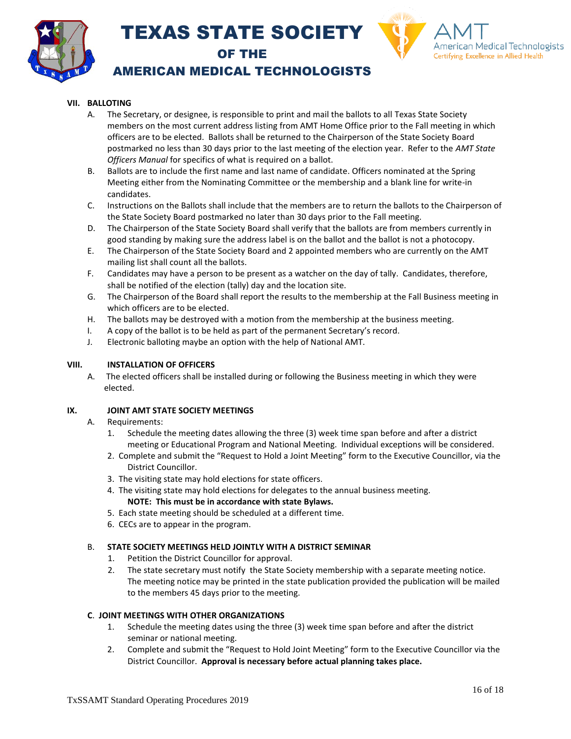## VII. BALLOTING

A. The Secretary, or designee, is responsible to print and mail the ballots to all Texas State Society members on the most current address listing from AMT Home Office prior to the Fall meeting in which officers are to be elected. Ballots shall be returned to the Chairperson of the State Society Board postmarked no less than 30 days prior to the last meeting of the election year. Refer to the *AMT State Officers Manual* for specifics of what is required on a ballot.

B. Ballots are to include the first name and last name of candidate. Officers nominated at the Spring Meeting either from the Nominating Committee or the membership and a blank line for write-in candidates.

C. Instructions on the Ballots shall include that the members are to return the ballots to the Chairperson of the State Society Board postmarked no later than 30 days prior to the Fall meeting.

D. The Chairperson of the State Society Board shall verify that the ballots are from members currently in good standing by making sure the address label is on the ballot and the ballot is not a photocopy.

E. The Chairperson of the State Society Board and 2 appointed members who are currently on the AMT mailing list shall count all the ballots.

F. Candidates may have a person to be present as a watcher on the day of tally. Candidates, therefore, shall be notified of the election (tally) day and the location site.

G. The Chairperson of the Board shall report the results to the membership at the Fall Business meeting in which officers are to be elected.

H. The ballots may be destroyed with a motion from the membership at the business meeting.

I. A copy of the ballot is to be held as part of the permanent Secretary's record.

J. Electronic balloting maybe an option with the help of National AMT.

## VIII. INSTALLATION OF OFFICERS

A. The elected officers shall be installed during or following the Business meeting in which they were elected.

## IX. JOINT AMT STATE SOCIETY MEETINGS

A. Requirements:

1. Schedule the meeting dates allowing the three (3) week time span before and after a district meeting or Educational Program and National Meeting. Individual exceptions will be considered.
2. Complete and submit the "Request to Hold a Joint Meeting" form to the Executive Councillor, via the District Councillor.
3. The visiting state may hold elections for state officers.
4. The visiting state may hold elections for delegates to the annual business meeting.
   **NOTE: This must be in accordance with state Bylaws.**
5. Each state meeting should be scheduled at a different time.
6. CECs are to appear in the program.

B. **STATE SOCIETY MEETINGS HELD JOINTLY WITH A DISTRICT SEMINAR**

1. Petition the District Councillor for approval.
2. The state secretary must notify the State Society membership with a separate meeting notice. The meeting notice may be printed in the state publication provided the publication will be mailed to the members 45 days prior to the meeting.

**C. JOINT MEETINGS WITH OTHER ORGANIZATIONS**

1. Schedule the meeting dates using the three (3) week time span before and after the district seminar or national meeting.
2. Complete and submit the "Request to Hold Joint Meeting" form to the Executive Councillor via the District Councillor. **Approval is necessary before actual planning takes place.**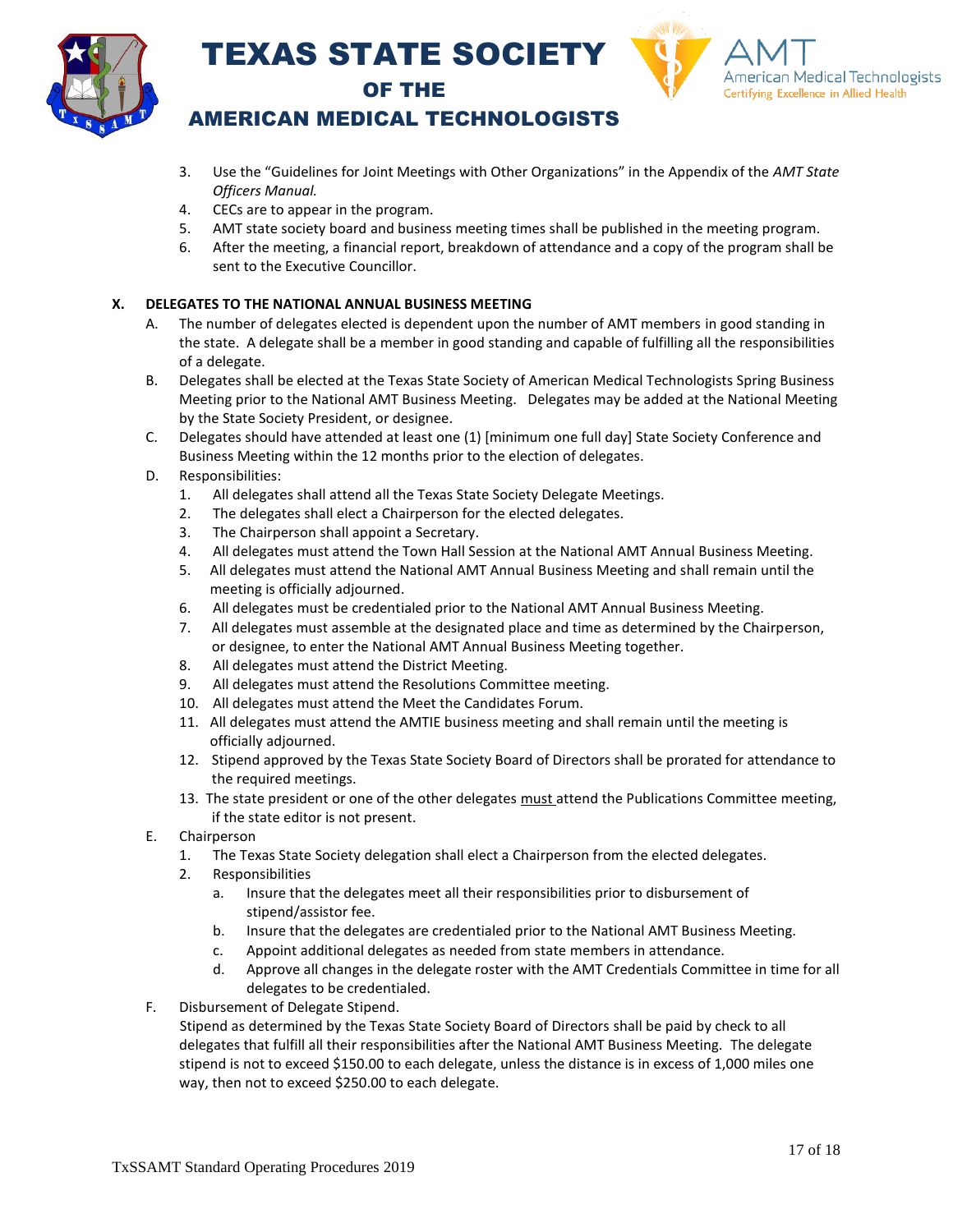3. Use the "Guidelines for Joint Meetings with Other Organizations" in the Appendix of the *AMT State Officers Manual.*
4. CECs are to appear in the program.
5. AMT state society board and business meeting times shall be published in the meeting program.
6. After the meeting, a financial report, breakdown of attendance and a copy of the program shall be sent to the Executive Councillor.

**X. DELEGATES TO THE NATIONAL ANNUAL BUSINESS MEETING**

A. The number of delegates elected is dependent upon the number of AMT members in good standing in the state. A delegate shall be a member in good standing and capable of fulfilling all the responsibilities of a delegate.

B. Delegates shall be elected at the Texas State Society of American Medical Technologists Spring Business Meeting prior to the National AMT Business Meeting. Delegates may be added at the National Meeting by the State Society President, or designee.

C. Delegates should have attended at least one (1) [minimum one full day] State Society Conference and Business Meeting within the 12 months prior to the election of delegates.

D. Responsibilities:
   1. All delegates shall attend all the Texas State Society Delegate Meetings.
   2. The delegates shall elect a Chairperson for the elected delegates.
   3. The Chairperson shall appoint a Secretary.
   4. All delegates must attend the Town Hall Session at the National AMT Annual Business Meeting.
   5. All delegates must attend the National AMT Annual Business Meeting and shall remain until the meeting is officially adjourned.
   6. All delegates must be credentialed prior to the National AMT Annual Business Meeting.
   7. All delegates must assemble at the designated place and time as determined by the Chairperson, or designee, to enter the National AMT Annual Business Meeting together.
   8. All delegates must attend the District Meeting.
   9. All delegates must attend the Resolutions Committee meeting.
   10. All delegates must attend the Meet the Candidates Forum.
   11. All delegates must attend the AMTIE business meeting and shall remain until the meeting is officially adjourned.
   12. Stipend approved by the Texas State Society Board of Directors shall be prorated for attendance to the required meetings.
   13. The state president or one of the other delegates <u>must</u> attend the Publications Committee meeting, if the state editor is not present.

E. Chairperson
   1. The Texas State Society delegation shall elect a Chairperson from the elected delegates.
   2. Responsibilities
      a. Insure that the delegates meet all their responsibilities prior to disbursement of stipend/assistor fee.
      b. Insure that the delegates are credentialed prior to the National AMT Business Meeting.
      c. Appoint additional delegates as needed from state members in attendance.
      d. Approve all changes in the delegate roster with the AMT Credentials Committee in time for all delegates to be credentialed.

F. Disbursement of Delegate Stipend.
   Stipend as determined by the Texas State Society Board of Directors shall be paid by check to all delegates that fulfill all their responsibilities after the National AMT Business Meeting. The delegate stipend is not to exceed $150.00 to each delegate, unless the distance is in excess of 1,000 miles one way, then not to exceed $250.00 to each delegate.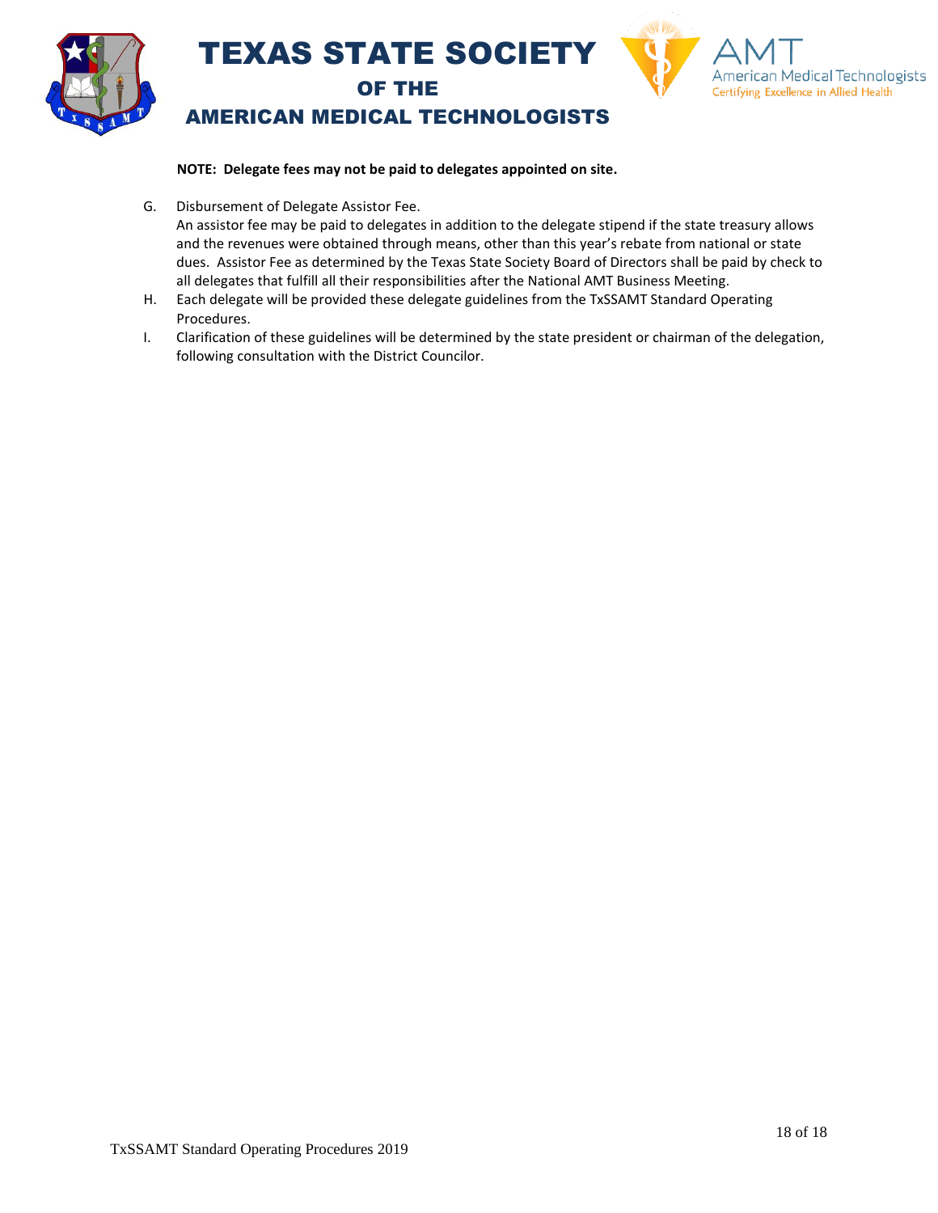**NOTE: Delegate fees may not be paid to delegates appointed on site.**

G. Disbursement of Delegate Assistor Fee.
   An assistor fee may be paid to delegates in addition to the delegate stipend if the state treasury allows and the revenues were obtained through means, other than this year's rebate from national or state dues. Assistor Fee as determined by the Texas State Society Board of Directors shall be paid by check to all delegates that fulfill all their responsibilities after the National AMT Business Meeting.

H. Each delegate will be provided these delegate guidelines from the TxSSAMT Standard Operating Procedures.

I. Clarification of these guidelines will be determined by the state president or chairman of the delegation, following consultation with the District Councilor.